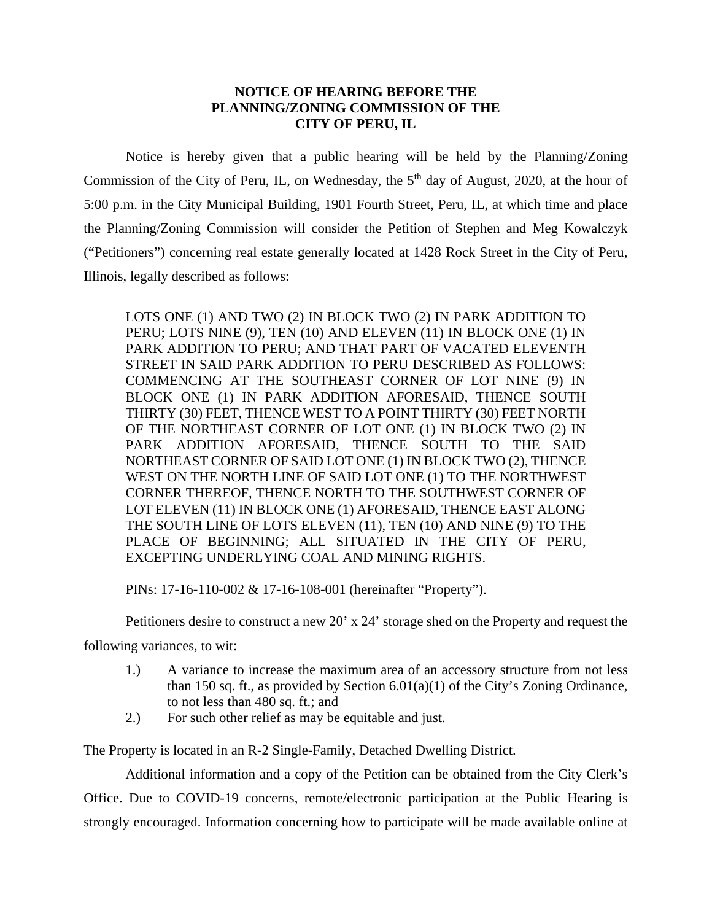**NOTICE OF HEARING BEFORE THE**
**PLANNING/ZONING COMMISSION OF THE**
**CITY OF PERU, IL**

Notice is hereby given that a public hearing will be held by the Planning/Zoning Commission of the City of Peru, IL, on Wednesday, the 5th day of August, 2020, at the hour of 5:00 p.m. in the City Municipal Building, 1901 Fourth Street, Peru, IL, at which time and place the Planning/Zoning Commission will consider the Petition of Stephen and Meg Kowalczyk ("Petitioners") concerning real estate generally located at 1428 Rock Street in the City of Peru, Illinois, legally described as follows:

> LOTS ONE (1) AND TWO (2) IN BLOCK TWO (2) IN PARK ADDITION TO PERU; LOTS NINE (9), TEN (10) AND ELEVEN (11) IN BLOCK ONE (1) IN PARK ADDITION TO PERU; AND THAT PART OF VACATED ELEVENTH STREET IN SAID PARK ADDITION TO PERU DESCRIBED AS FOLLOWS: COMMENCING AT THE SOUTHEAST CORNER OF LOT NINE (9) IN BLOCK ONE (1) IN PARK ADDITION AFORESAID, THENCE SOUTH THIRTY (30) FEET, THENCE WEST TO A POINT THIRTY (30) FEET NORTH OF THE NORTHEAST CORNER OF LOT ONE (1) IN BLOCK TWO (2) IN PARK ADDITION AFORESAID, THENCE SOUTH TO THE SAID NORTHEAST CORNER OF SAID LOT ONE (1) IN BLOCK TWO (2), THENCE WEST ON THE NORTH LINE OF SAID LOT ONE (1) TO THE NORTHWEST CORNER THEREOF, THENCE NORTH TO THE SOUTHWEST CORNER OF LOT ELEVEN (11) IN BLOCK ONE (1) AFORESAID, THENCE EAST ALONG THE SOUTH LINE OF LOTS ELEVEN (11), TEN (10) AND NINE (9) TO THE PLACE OF BEGINNING; ALL SITUATED IN THE CITY OF PERU, EXCEPTING UNDERLYING COAL AND MINING RIGHTS.
>
> PINs: 17-16-110-002 & 17-16-108-001 (hereinafter "Property").

Petitioners desire to construct a new 20' x 24' storage shed on the Property and request the following variances, to wit:

1.) A variance to increase the maximum area of an accessory structure from not less than 150 sq. ft., as provided by Section 6.01(a)(1) of the City's Zoning Ordinance, to not less than 480 sq. ft.; and
2.) For such other relief as may be equitable and just.

The Property is located in an R-2 Single-Family, Detached Dwelling District.

Additional information and a copy of the Petition can be obtained from the City Clerk's Office. Due to COVID-19 concerns, remote/electronic participation at the Public Hearing is strongly encouraged. Information concerning how to participate will be made available online at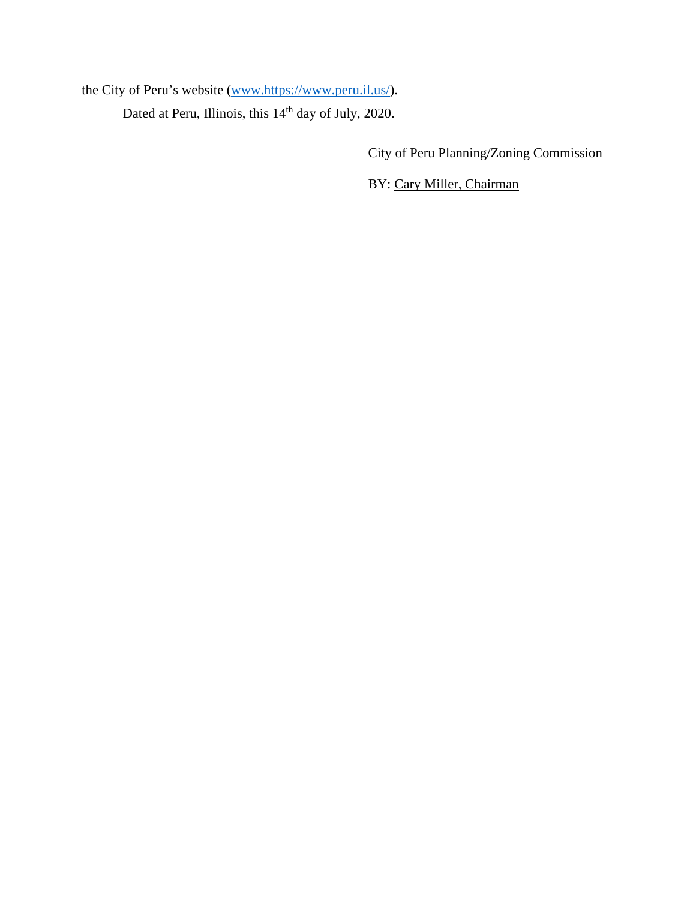the City of Peru's website (www.https://www.peru.il.us/).

Dated at Peru, Illinois, this 14th day of July, 2020.

City of Peru Planning/Zoning Commission

BY: Cary Miller, Chairman